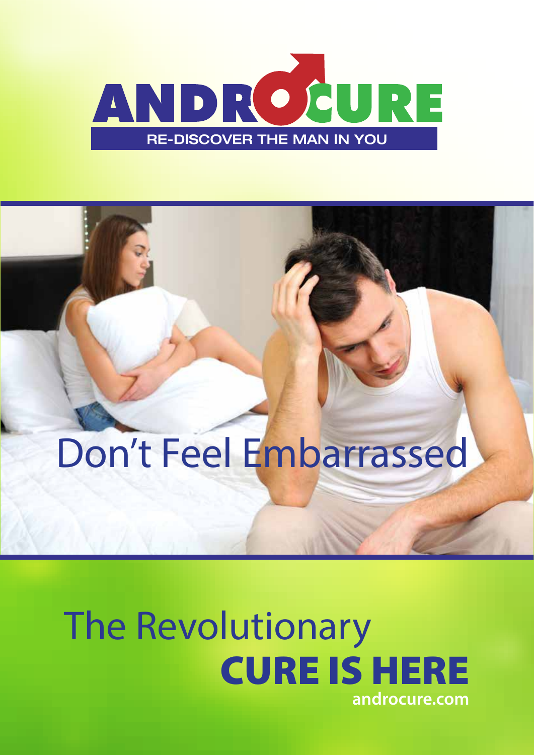# ANDROCURE

RE-DISCOVER THE MAN IN YOU

Don't Feel Embarrassed

The Revolutionary
**CURE IS HERE**

androcure.com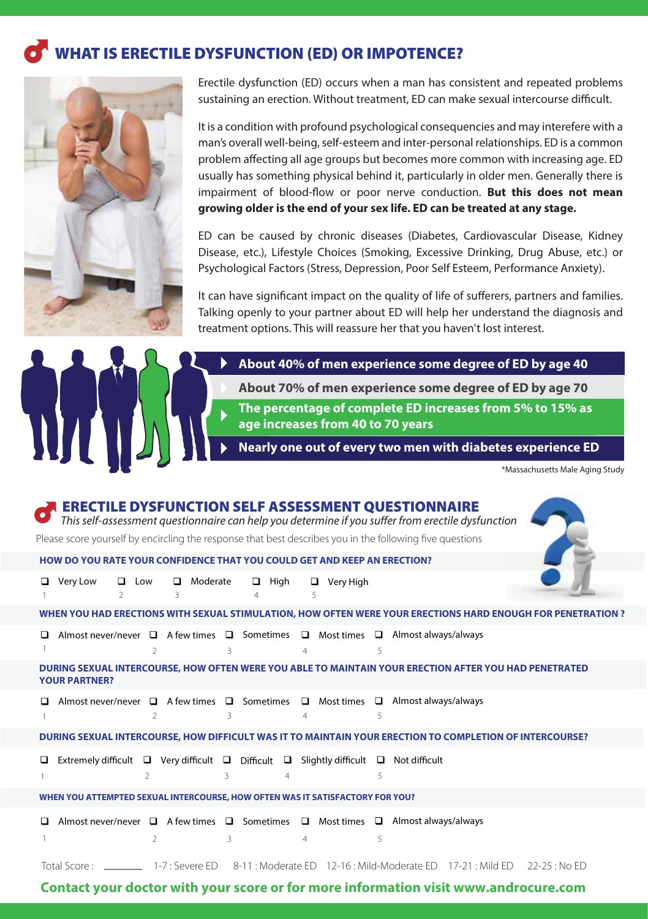## WHAT IS ERECTILE DYSFUNCTION (ED) OR IMPOTENCE?

Erectile dysfunction (ED) occurs when a man has consistent and repeated problems sustaining an erection. Without treatment, ED can make sexual intercourse difficult.

It is a condition with profound psychological consequencies and may interefere with a man's overall well-being, self-esteem and inter-personal relationships. ED is a common problem affecting all age groups but becomes more common with increasing age. ED usually has something physical behind it, particularly in older men. Generally there is impairment of blood-flow or poor nerve conduction. **But this does not mean growing older is the end of your sex life. ED can be treated at any stage.**

ED can be caused by chronic diseases (Diabetes, Cardiovascular Disease, Kidney Disease, etc.), Lifestyle Choices (Smoking, Excessive Drinking, Drug Abuse, etc.) or Psychological Factors (Stress, Depression, Poor Self Esteem, Performance Anxiety).

It can have significant impact on the quality of life of sufferers, partners and families. Talking openly to your partner about ED will help her understand the diagnosis and treatment options. This will reassure her that you haven't lost interest.

- **About 40% of men experience some degree of ED by age 40**
- **About 70% of men experience some degree of ED by age 70**
- **The percentage of complete ED increases from 5% to 15% as age increases from 40 to 70 years**
- **Nearly one out of every two men with diabetes experience ED**

*Massachusetts Male Aging Study

## ERECTILE DYSFUNCTION SELF ASSESSMENT QUESTIONNAIRE

*This self-assessment questionnaire can help you determine if you suffer from erectile dysfunction*

Please score yourself by encircling the response that best describes you in the following five questions

**HOW DO YOU RATE YOUR CONFIDENCE THAT YOU COULD GET AND KEEP AN ERECTION?**

- ❑ Very Low (1)
- ❑ Low (2)
- ❑ Moderate (3)
- ❑ High (4)
- ❑ Very High (5)

**WHEN YOU HAD ERECTIONS WITH SEXUAL STIMULATION, HOW OFTEN WERE YOUR ERECTIONS HARD ENOUGH FOR PENETRATION ?**

- ❑ Almost never/never (1)
- ❑ A few times (2)
- ❑ Sometimes (3)
- ❑ Most times (4)
- ❑ Almost always/always (5)

**DURING SEXUAL INTERCOURSE, HOW OFTEN WERE YOU ABLE TO MAINTAIN YOUR ERECTION AFTER YOU HAD PENETRATED YOUR PARTNER?**

- ❑ Almost never/never (1)
- ❑ A few times (2)
- ❑ Sometimes (3)
- ❑ Most times (4)
- ❑ Almost always/always (5)

**DURING SEXUAL INTERCOURSE, HOW DIFFICULT WAS IT TO MAINTAIN YOUR ERECTION TO COMPLETION OF INTERCOURSE?**

- ❑ Extremely difficult (1)
- ❑ Very difficult (2)
- ❑ Difficult (3)
- ❑ Slightly difficult (4)
- ❑ Not difficult (5)

**WHEN YOU ATTEMPTED SEXUAL INTERCOURSE, HOW OFTEN WAS IT SATISFACTORY FOR YOU?**

- ❑ Almost never/never (1)
- ❑ A few times (2)
- ❑ Sometimes (3)
- ❑ Most times (4)
- ❑ Almost always/always (5)

Total Score : ________ 1-7 : Severe ED 8-11 : Moderate ED 12-16 : Mild-Moderate ED 17-21 : Mild ED 22-25 : No ED

**Contact your doctor with your score or for more information visit www.androcure.com**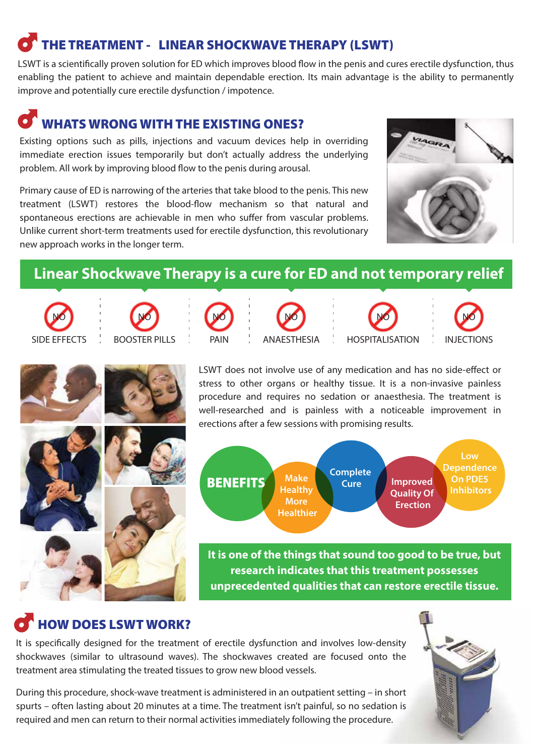## THE TREATMENT - LINEAR SHOCKWAVE THERAPY (LSWT)

LSWT is a scientifically proven solution for ED which improves blood flow in the penis and cures erectile dysfunction, thus enabling the patient to achieve and maintain dependable erection. Its main advantage is the ability to permanently improve and potentially cure erectile dysfunction / impotence.

## WHATS WRONG WITH THE EXISTING ONES?

Existing options such as pills, injections and vacuum devices help in overriding immediate erection issues temporarily but don't actually address the underlying problem. All work by improving blood flow to the penis during arousal.

Primary cause of ED is narrowing of the arteries that take blood to the penis. This new treatment (LSWT) restores the blood-flow mechanism so that natural and spontaneous erections are achievable in men who suffer from vascular problems. Unlike current short-term treatments used for erectile dysfunction, this revolutionary new approach works in the longer term.

**Linear Shockwave Therapy is a cure for ED and not temporary relief**

- NO SIDE EFFECTS
- NO BOOSTER PILLS
- NO PAIN
- NO ANAESTHESIA
- NO HOSPITALISATION
- NO INJECTIONS

LSWT does not involve use of any medication and has no side-effect or stress to other organs or healthy tissue. It is a non-invasive painless procedure and requires no sedation or anaesthesia. The treatment is well-researched and is painless with a noticeable improvement in erections after a few sessions with promising results.

**BENEFITS**

- Make Healthy More Healthier
- Complete Cure
- Improved Quality Of Erection
- Low Dependence On PDE5 Inhibitors

**It is one of the things that sound too good to be true, but research indicates that this treatment possesses unprecedented qualities that can restore erectile tissue.**

## HOW DOES LSWT WORK?

It is specifically designed for the treatment of erectile dysfunction and involves low-density shockwaves (similar to ultrasound waves). The shockwaves created are focused onto the treatment area stimulating the treated tissues to grow new blood vessels.

During this procedure, shock-wave treatment is administered in an outpatient setting – in short spurts – often lasting about 20 minutes at a time. The treatment isn't painful, so no sedation is required and men can return to their normal activities immediately following the procedure.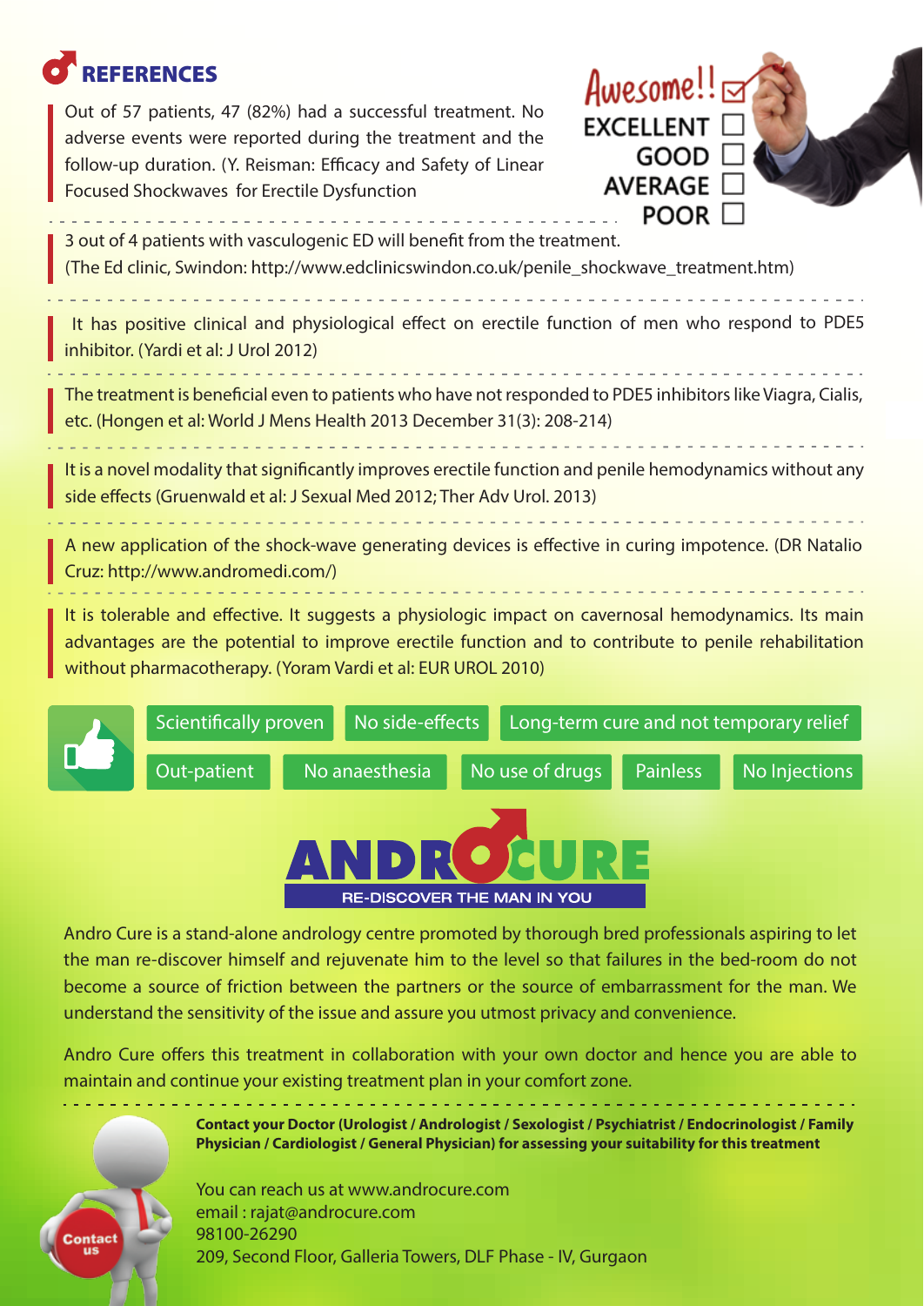## REFERENCES

Out of 57 patients, 47 (82%) had a successful treatment. No adverse events were reported during the treatment and the follow-up duration. (Y. Reisman: Efficacy and Safety of Linear Focused Shockwaves for Erectile Dysfunction

Awesome!!

EXCELLENT ☐
GOOD ☐
AVERAGE ☐
POOR ☐

3 out of 4 patients with vasculogenic ED will benefit from the treatment. (The Ed clinic, Swindon: http://www.edclinicswindon.co.uk/penile_shockwave_treatment.htm)

It has positive clinical and physiological effect on erectile function of men who respond to PDE5 inhibitor. (Yardi et al: J Urol 2012)

The treatment is beneficial even to patients who have not responded to PDE5 inhibitors like Viagra, Cialis, etc. (Hongen et al: World J Mens Health 2013 December 31(3): 208-214)

It is a novel modality that significantly improves erectile function and penile hemodynamics without any side effects (Gruenwald et al: J Sexual Med 2012; Ther Adv Urol. 2013)

A new application of the shock-wave generating devices is effective in curing impotence. (DR Natalio Cruz: http://www.andromedi.com/)

It is tolerable and effective. It suggests a physiologic impact on cavernosal hemodynamics. Its main advantages are the potential to improve erectile function and to contribute to penile rehabilitation without pharmacotherapy. (Yoram Vardi et al: EUR UROL 2010)

- Scientifically proven
- No side-effects
- Long-term cure and not temporary relief
- Out-patient
- No anaesthesia
- No use of drugs
- Painless
- No Injections

# ANDROCURE

RE-DISCOVER THE MAN IN YOU

Andro Cure is a stand-alone andrology centre promoted by thorough bred professionals aspiring to let the man re-discover himself and rejuvenate him to the level so that failures in the bed-room do not become a source of friction between the partners or the source of embarrassment for the man. We understand the sensitivity of the issue and assure you utmost privacy and convenience.

Andro Cure offers this treatment in collaboration with your own doctor and hence you are able to maintain and continue your existing treatment plan in your comfort zone.

Contact us

**Contact your Doctor (Urologist / Andrologist / Sexologist / Psychiatrist / Endocrinologist / Family Physician / Cardiologist / General Physician) for assessing your suitability for this treatment**

You can reach us at www.androcure.com
email : rajat@androcure.com
98100-26290
209, Second Floor, Galleria Towers, DLF Phase - IV, Gurgaon